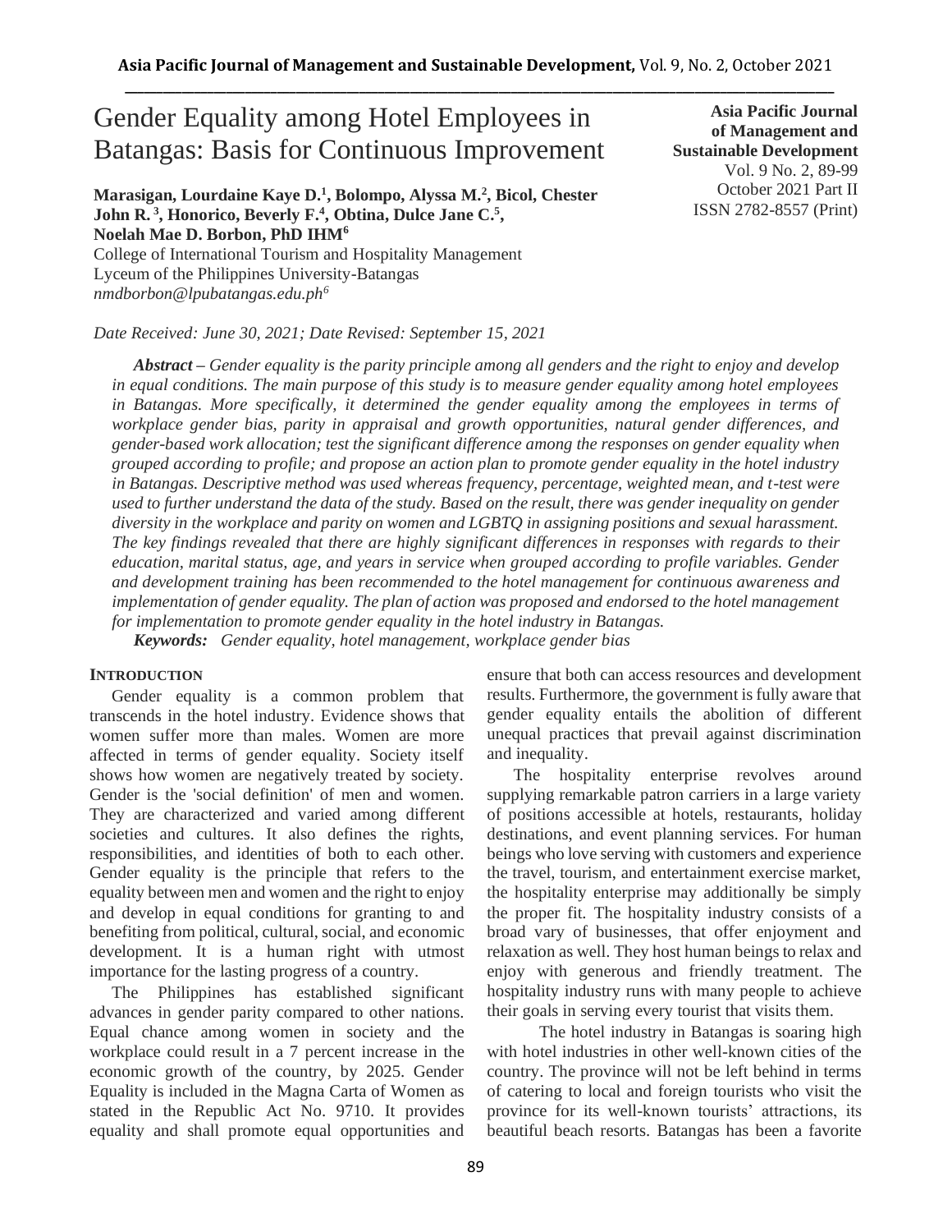# Gender Equality among Hotel Employees in Batangas: Basis for Continuous Improvement

**Asia Pacific Journal of Management and Sustainable Development**
Vol. 9 No. 2, 89-99
October 2021 Part II
ISSN 2782-8557 (Print)

**Marasigan, Lourdaine Kaye D.[1], Bolompo, Alyssa M.[2], Bicol, Chester John R.[3], Honorico, Beverly F.[4], Obtina, Dulce Jane C.[5], Noelah Mae D. Borbon, PhD IHM[6]**
College of International Tourism and Hospitality Management
Lyceum of the Philippines University-Batangas
*nmdborbon@lpubatangas.edu.ph[6]*

*Date Received: June 30, 2021; Date Revised: September 15, 2021*

***Abstract** – Gender equality is the parity principle among all genders and the right to enjoy and develop in equal conditions. The main purpose of this study is to measure gender equality among hotel employees in Batangas. More specifically, it determined the gender equality among the employees in terms of workplace gender bias, parity in appraisal and growth opportunities, natural gender differences, and gender-based work allocation; test the significant difference among the responses on gender equality when grouped according to profile; and propose an action plan to promote gender equality in the hotel industry in Batangas. Descriptive method was used whereas frequency, percentage, weighted mean, and t-test were used to further understand the data of the study. Based on the result, there was gender inequality on gender diversity in the workplace and parity on women and LGBTQ in assigning positions and sexual harassment. The key findings revealed that there are highly significant differences in responses with regards to their education, marital status, age, and years in service when grouped according to profile variables. Gender and development training has been recommended to the hotel management for continuous awareness and implementation of gender equality. The plan of action was proposed and endorsed to the hotel management for implementation to promote gender equality in the hotel industry in Batangas.*

***Keywords:** Gender equality, hotel management, workplace gender bias*

## INTRODUCTION

Gender equality is a common problem that transcends in the hotel industry. Evidence shows that women suffer more than males. Women are more affected in terms of gender equality. Society itself shows how women are negatively treated by society. Gender is the 'social definition' of men and women. They are characterized and varied among different societies and cultures. It also defines the rights, responsibilities, and identities of both to each other. Gender equality is the principle that refers to the equality between men and women and the right to enjoy and develop in equal conditions for granting to and benefiting from political, cultural, social, and economic development. It is a human right with utmost importance for the lasting progress of a country.

The Philippines has established significant advances in gender parity compared to other nations. Equal chance among women in society and the workplace could result in a 7 percent increase in the economic growth of the country, by 2025. Gender Equality is included in the Magna Carta of Women as stated in the Republic Act No. 9710. It provides equality and shall promote equal opportunities and ensure that both can access resources and development results. Furthermore, the government is fully aware that gender equality entails the abolition of different unequal practices that prevail against discrimination and inequality.

The hospitality enterprise revolves around supplying remarkable patron carriers in a large variety of positions accessible at hotels, restaurants, holiday destinations, and event planning services. For human beings who love serving with customers and experience the travel, tourism, and entertainment exercise market, the hospitality enterprise may additionally be simply the proper fit. The hospitality industry consists of a broad vary of businesses, that offer enjoyment and relaxation as well. They host human beings to relax and enjoy with generous and friendly treatment. The hospitality industry runs with many people to achieve their goals in serving every tourist that visits them.

The hotel industry in Batangas is soaring high with hotel industries in other well-known cities of the country. The province will not be left behind in terms of catering to local and foreign tourists who visit the province for its well-known tourists' attractions, its beautiful beach resorts. Batangas has been a favorite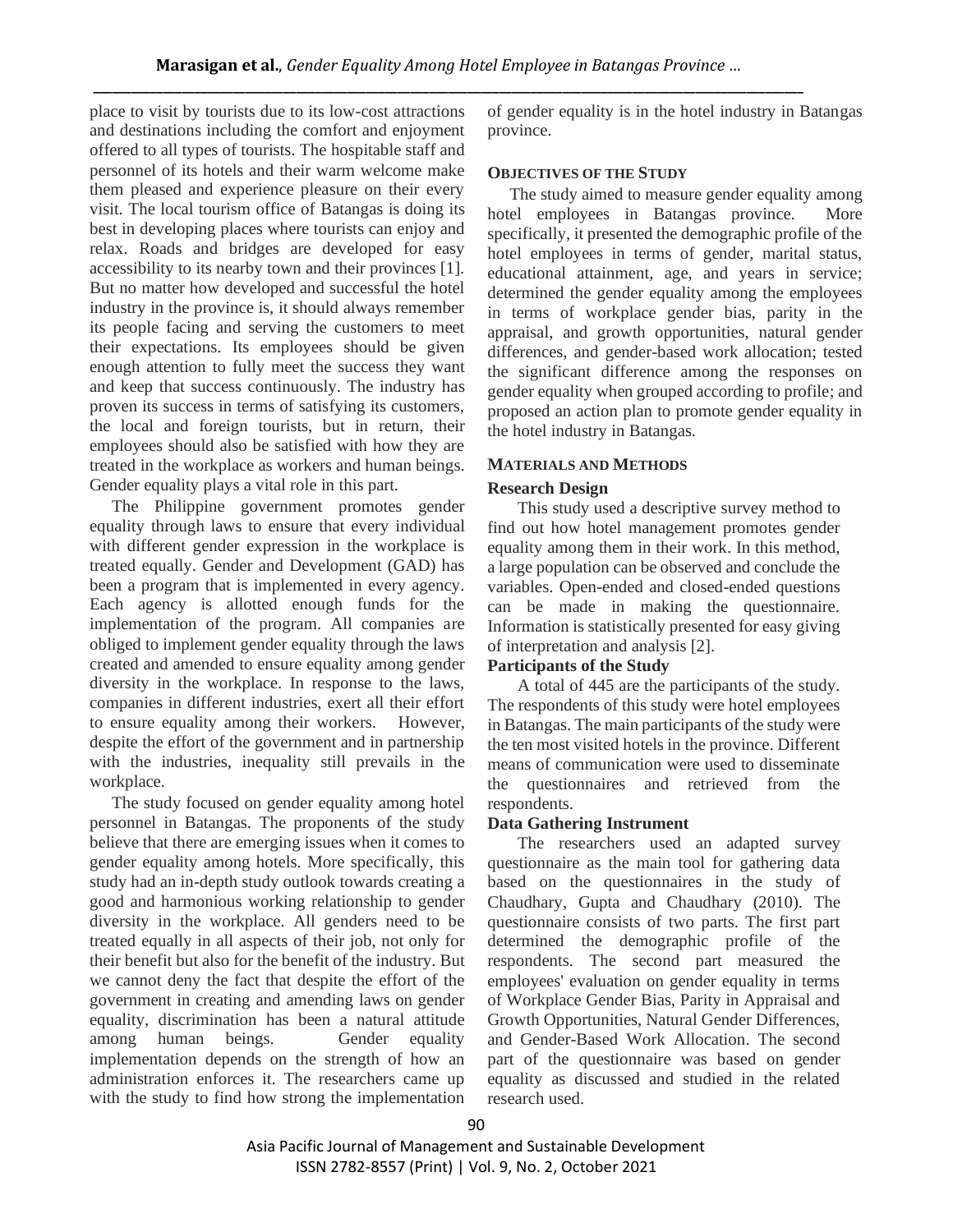place to visit by tourists due to its low-cost attractions and destinations including the comfort and enjoyment offered to all types of tourists. The hospitable staff and personnel of its hotels and their warm welcome make them pleased and experience pleasure on their every visit. The local tourism office of Batangas is doing its best in developing places where tourists can enjoy and relax. Roads and bridges are developed for easy accessibility to its nearby town and their provinces [1]. But no matter how developed and successful the hotel industry in the province is, it should always remember its people facing and serving the customers to meet their expectations. Its employees should be given enough attention to fully meet the success they want and keep that success continuously. The industry has proven its success in terms of satisfying its customers, the local and foreign tourists, but in return, their employees should also be satisfied with how they are treated in the workplace as workers and human beings. Gender equality plays a vital role in this part.

The Philippine government promotes gender equality through laws to ensure that every individual with different gender expression in the workplace is treated equally. Gender and Development (GAD) has been a program that is implemented in every agency. Each agency is allotted enough funds for the implementation of the program. All companies are obliged to implement gender equality through the laws created and amended to ensure equality among gender diversity in the workplace. In response to the laws, companies in different industries, exert all their effort to ensure equality among their workers. However, despite the effort of the government and in partnership with the industries, inequality still prevails in the workplace.

The study focused on gender equality among hotel personnel in Batangas. The proponents of the study believe that there are emerging issues when it comes to gender equality among hotels. More specifically, this study had an in-depth study outlook towards creating a good and harmonious working relationship to gender diversity in the workplace. All genders need to be treated equally in all aspects of their job, not only for their benefit but also for the benefit of the industry. But we cannot deny the fact that despite the effort of the government in creating and amending laws on gender equality, discrimination has been a natural attitude among human beings. Gender equality implementation depends on the strength of how an administration enforces it. The researchers came up with the study to find how strong the implementation of gender equality is in the hotel industry in Batangas province.

## OBJECTIVES OF THE STUDY

The study aimed to measure gender equality among hotel employees in Batangas province. More specifically, it presented the demographic profile of the hotel employees in terms of gender, marital status, educational attainment, age, and years in service; determined the gender equality among the employees in terms of workplace gender bias, parity in the appraisal, and growth opportunities, natural gender differences, and gender-based work allocation; tested the significant difference among the responses on gender equality when grouped according to profile; and proposed an action plan to promote gender equality in the hotel industry in Batangas.

## MATERIALS AND METHODS

### Research Design

This study used a descriptive survey method to find out how hotel management promotes gender equality among them in their work. In this method, a large population can be observed and conclude the variables. Open-ended and closed-ended questions can be made in making the questionnaire. Information is statistically presented for easy giving of interpretation and analysis [2].

### Participants of the Study

A total of 445 are the participants of the study. The respondents of this study were hotel employees in Batangas. The main participants of the study were the ten most visited hotels in the province. Different means of communication were used to disseminate the questionnaires and retrieved from the respondents.

### Data Gathering Instrument

The researchers used an adapted survey questionnaire as the main tool for gathering data based on the questionnaires in the study of Chaudhary, Gupta and Chaudhary (2010). The questionnaire consists of two parts. The first part determined the demographic profile of the respondents. The second part measured the employees' evaluation on gender equality in terms of Workplace Gender Bias, Parity in Appraisal and Growth Opportunities, Natural Gender Differences, and Gender-Based Work Allocation. The second part of the questionnaire was based on gender equality as discussed and studied in the related research used.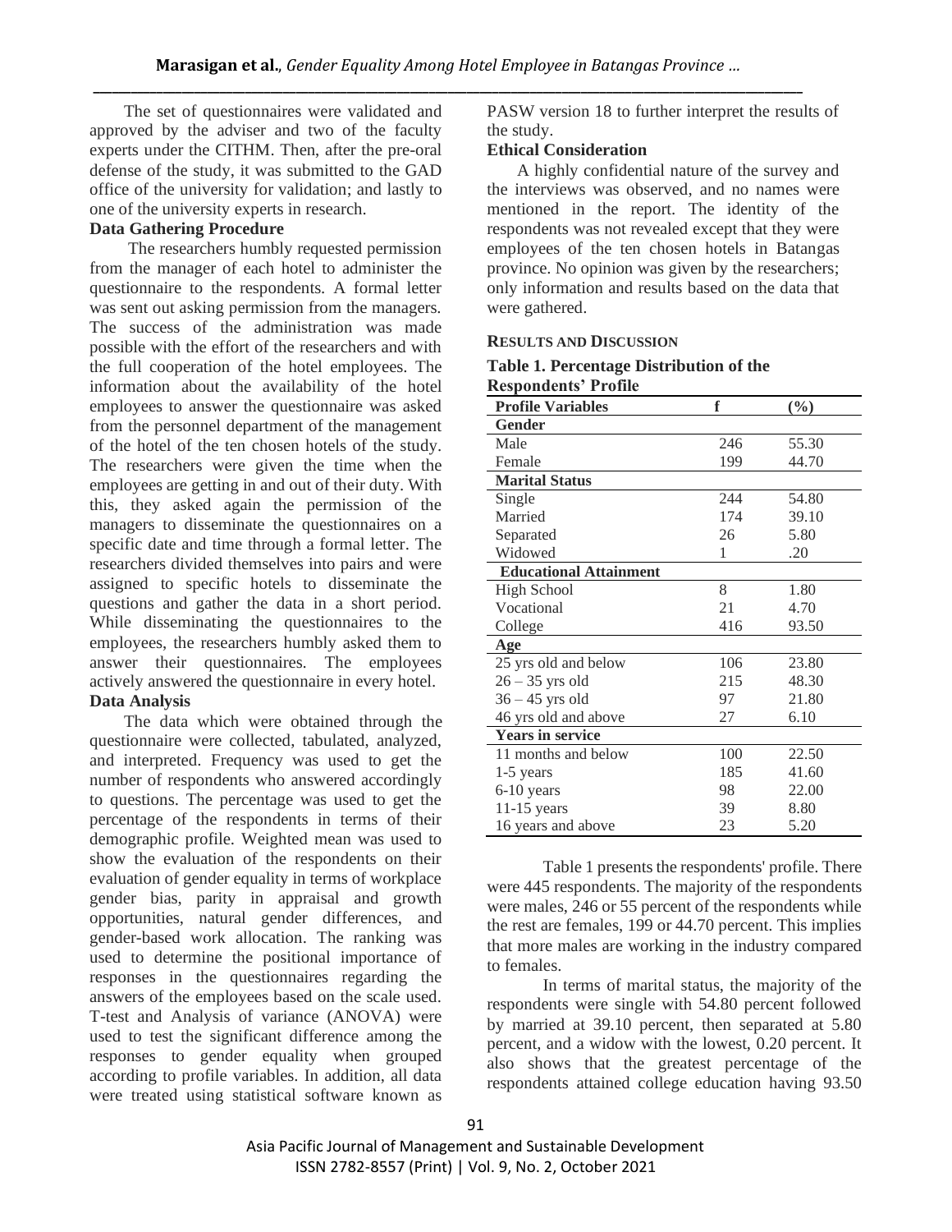The set of questionnaires were validated and approved by the adviser and two of the faculty experts under the CITHM. Then, after the pre-oral defense of the study, it was submitted to the GAD office of the university for validation; and lastly to one of the university experts in research.

**Data Gathering Procedure**

The researchers humbly requested permission from the manager of each hotel to administer the questionnaire to the respondents. A formal letter was sent out asking permission from the managers. The success of the administration was made possible with the effort of the researchers and with the full cooperation of the hotel employees. The information about the availability of the hotel employees to answer the questionnaire was asked from the personnel department of the management of the hotel of the ten chosen hotels of the study. The researchers were given the time when the employees are getting in and out of their duty. With this, they asked again the permission of the managers to disseminate the questionnaires on a specific date and time through a formal letter. The researchers divided themselves into pairs and were assigned to specific hotels to disseminate the questions and gather the data in a short period. While disseminating the questionnaires to the employees, the researchers humbly asked them to answer their questionnaires. The employees actively answered the questionnaire in every hotel.

**Data Analysis**

The data which were obtained through the questionnaire were collected, tabulated, analyzed, and interpreted. Frequency was used to get the number of respondents who answered accordingly to questions. The percentage was used to get the percentage of the respondents in terms of their demographic profile. Weighted mean was used to show the evaluation of the respondents on their evaluation of gender equality in terms of workplace gender bias, parity in appraisal and growth opportunities, natural gender differences, and gender-based work allocation. The ranking was used to determine the positional importance of responses in the questionnaires regarding the answers of the employees based on the scale used. T-test and Analysis of variance (ANOVA) were used to test the significant difference among the responses to gender equality when grouped according to profile variables. In addition, all data were treated using statistical software known as PASW version 18 to further interpret the results of the study.

**Ethical Consideration**

A highly confidential nature of the survey and the interviews was observed, and no names were mentioned in the report. The identity of the respondents was not revealed except that they were employees of the ten chosen hotels in Batangas province. No opinion was given by the researchers; only information and results based on the data that were gathered.

## RESULTS AND DISCUSSION

**Table 1. Percentage Distribution of the Respondents' Profile**

| Profile Variables | f | (%) |
|---|---|---|
| **Gender** | | |
| Male | 246 | 55.30 |
| Female | 199 | 44.70 |
| **Marital Status** | | |
| Single | 244 | 54.80 |
| Married | 174 | 39.10 |
| Separated | 26 | 5.80 |
| Widowed | 1 | .20 |
| **Educational Attainment** | | |
| High School | 8 | 1.80 |
| Vocational | 21 | 4.70 |
| College | 416 | 93.50 |
| **Age** | | |
| 25 yrs old and below | 106 | 23.80 |
| 26 – 35 yrs old | 215 | 48.30 |
| 36 – 45 yrs old | 97 | 21.80 |
| 46 yrs old and above | 27 | 6.10 |
| **Years in service** | | |
| 11 months and below | 100 | 22.50 |
| 1-5 years | 185 | 41.60 |
| 6-10 years | 98 | 22.00 |
| 11-15 years | 39 | 8.80 |
| 16 years and above | 23 | 5.20 |

Table 1 presents the respondents' profile. There were 445 respondents. The majority of the respondents were males, 246 or 55 percent of the respondents while the rest are females, 199 or 44.70 percent. This implies that more males are working in the industry compared to females.

In terms of marital status, the majority of the respondents were single with 54.80 percent followed by married at 39.10 percent, then separated at 5.80 percent, and a widow with the lowest, 0.20 percent. It also shows that the greatest percentage of the respondents attained college education having 93.50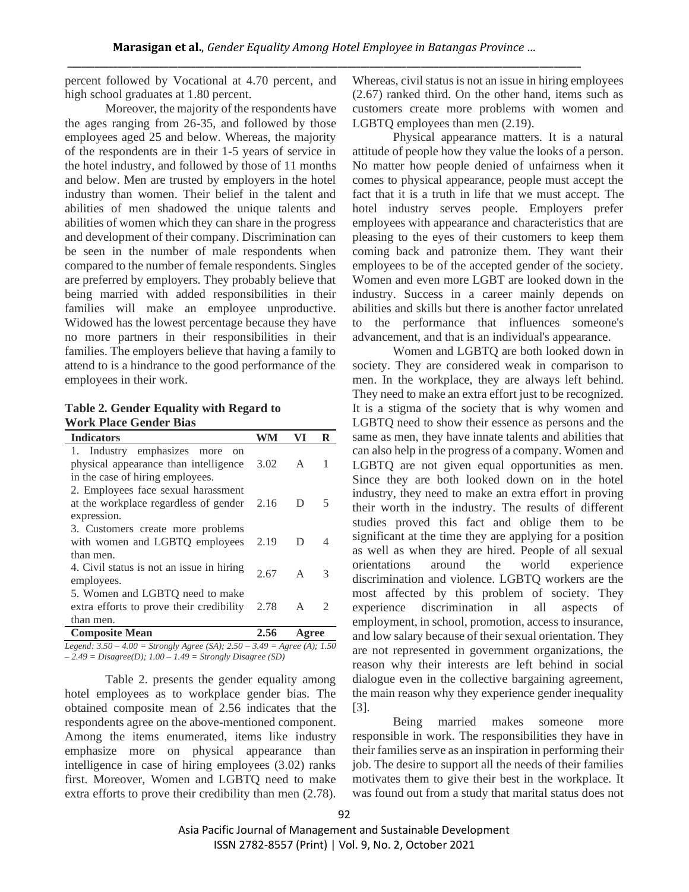percent followed by Vocational at 4.70 percent, and high school graduates at 1.80 percent.

Moreover, the majority of the respondents have the ages ranging from 26-35, and followed by those employees aged 25 and below. Whereas, the majority of the respondents are in their 1-5 years of service in the hotel industry, and followed by those of 11 months and below. Men are trusted by employers in the hotel industry than women. Their belief in the talent and abilities of men shadowed the unique talents and abilities of women which they can share in the progress and development of their company. Discrimination can be seen in the number of male respondents when compared to the number of female respondents. Singles are preferred by employers. They probably believe that being married with added responsibilities in their families will make an employee unproductive. Widowed has the lowest percentage because they have no more partners in their responsibilities in their families. The employers believe that having a family to attend to is a hindrance to the good performance of the employees in their work.

**Table 2. Gender Equality with Regard to Work Place Gender Bias**

| Indicators | WM | VI | R |
|---|---|---|---|
| 1. Industry emphasizes more on physical appearance than intelligence in the case of hiring employees. | 3.02 | A | 1 |
| 2. Employees face sexual harassment at the workplace regardless of gender expression. | 2.16 | D | 5 |
| 3. Customers create more problems with women and LGBTQ employees than men. | 2.19 | D | 4 |
| 4. Civil status is not an issue in hiring employees. | 2.67 | A | 3 |
| 5. Women and LGBTQ need to make extra efforts to prove their credibility than men. | 2.78 | A | 2 |
| **Composite Mean** | **2.56** | **Agree** | |

*Legend: 3.50 – 4.00 = Strongly Agree (SA); 2.50 – 3.49 = Agree (A); 1.50 – 2.49 = Disagree(D); 1.00 – 1.49 = Strongly Disagree (SD)*

Table 2. presents the gender equality among hotel employees as to workplace gender bias. The obtained composite mean of 2.56 indicates that the respondents agree on the above-mentioned component. Among the items enumerated, items like industry emphasize more on physical appearance than intelligence in case of hiring employees (3.02) ranks first. Moreover, Women and LGBTQ need to make extra efforts to prove their credibility than men (2.78). Whereas, civil status is not an issue in hiring employees (2.67) ranked third. On the other hand, items such as customers create more problems with women and LGBTQ employees than men (2.19).

Physical appearance matters. It is a natural attitude of people how they value the looks of a person. No matter how people denied of unfairness when it comes to physical appearance, people must accept the fact that it is a truth in life that we must accept. The hotel industry serves people. Employers prefer employees with appearance and characteristics that are pleasing to the eyes of their customers to keep them coming back and patronize them. They want their employees to be of the accepted gender of the society. Women and even more LGBT are looked down in the industry. Success in a career mainly depends on abilities and skills but there is another factor unrelated to the performance that influences someone's advancement, and that is an individual's appearance.

Women and LGBTQ are both looked down in society. They are considered weak in comparison to men. In the workplace, they are always left behind. They need to make an extra effort just to be recognized. It is a stigma of the society that is why women and LGBTQ need to show their essence as persons and the same as men, they have innate talents and abilities that can also help in the progress of a company. Women and LGBTQ are not given equal opportunities as men. Since they are both looked down on in the hotel industry, they need to make an extra effort in proving their worth in the industry. The results of different studies proved this fact and oblige them to be significant at the time they are applying for a position as well as when they are hired. People of all sexual orientations around the world experience discrimination and violence. LGBTQ workers are the most affected by this problem of society. They experience discrimination in all aspects of employment, in school, promotion, access to insurance, and low salary because of their sexual orientation. They are not represented in government organizations, the reason why their interests are left behind in social dialogue even in the collective bargaining agreement, the main reason why they experience gender inequality [3].

Being married makes someone more responsible in work. The responsibilities they have in their families serve as an inspiration in performing their job. The desire to support all the needs of their families motivates them to give their best in the workplace. It was found out from a study that marital status does not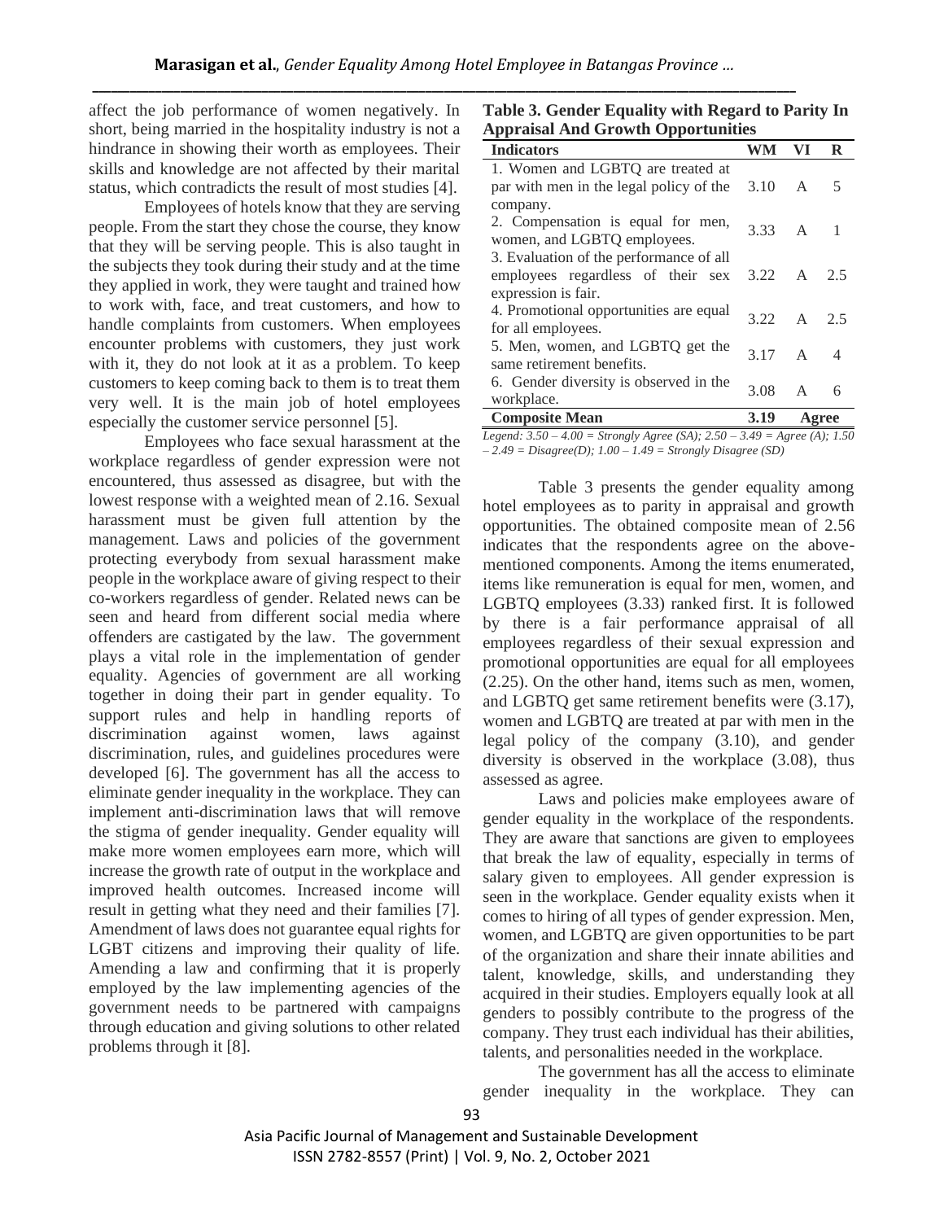affect the job performance of women negatively. In short, being married in the hospitality industry is not a hindrance in showing their worth as employees. Their skills and knowledge are not affected by their marital status, which contradicts the result of most studies [4].

Employees of hotels know that they are serving people. From the start they chose the course, they know that they will be serving people. This is also taught in the subjects they took during their study and at the time they applied in work, they were taught and trained how to work with, face, and treat customers, and how to handle complaints from customers. When employees encounter problems with customers, they just work with it, they do not look at it as a problem. To keep customers to keep coming back to them is to treat them very well. It is the main job of hotel employees especially the customer service personnel [5].

Employees who face sexual harassment at the workplace regardless of gender expression were not encountered, thus assessed as disagree, but with the lowest response with a weighted mean of 2.16. Sexual harassment must be given full attention by the management. Laws and policies of the government protecting everybody from sexual harassment make people in the workplace aware of giving respect to their co-workers regardless of gender. Related news can be seen and heard from different social media where offenders are castigated by the law. The government plays a vital role in the implementation of gender equality. Agencies of government are all working together in doing their part in gender equality. To support rules and help in handling reports of discrimination against women, laws against discrimination, rules, and guidelines procedures were developed [6]. The government has all the access to eliminate gender inequality in the workplace. They can implement anti-discrimination laws that will remove the stigma of gender inequality. Gender equality will make more women employees earn more, which will increase the growth rate of output in the workplace and improved health outcomes. Increased income will result in getting what they need and their families [7]. Amendment of laws does not guarantee equal rights for LGBT citizens and improving their quality of life. Amending a law and confirming that it is properly employed by the law implementing agencies of the government needs to be partnered with campaigns through education and giving solutions to other related problems through it [8].

**Table 3. Gender Equality with Regard to Parity In Appraisal And Growth Opportunities**

| Indicators | WM | VI | R |
|---|---|---|---|
| 1. Women and LGBTQ are treated at par with men in the legal policy of the company. | 3.10 | A | 5 |
| 2. Compensation is equal for men, women, and LGBTQ employees. | 3.33 | A | 1 |
| 3. Evaluation of the performance of all employees regardless of their sex expression is fair. | 3.22 | A | 2.5 |
| 4. Promotional opportunities are equal for all employees. | 3.22 | A | 2.5 |
| 5. Men, women, and LGBTQ get the same retirement benefits. | 3.17 | A | 4 |
| 6. Gender diversity is observed in the workplace. | 3.08 | A | 6 |
| **Composite Mean** | **3.19** | **Agree** | |

*Legend: 3.50 – 4.00 = Strongly Agree (SA); 2.50 – 3.49 = Agree (A); 1.50 – 2.49 = Disagree(D); 1.00 – 1.49 = Strongly Disagree (SD)*

Table 3 presents the gender equality among hotel employees as to parity in appraisal and growth opportunities. The obtained composite mean of 2.56 indicates that the respondents agree on the above-mentioned components. Among the items enumerated, items like remuneration is equal for men, women, and LGBTQ employees (3.33) ranked first. It is followed by there is a fair performance appraisal of all employees regardless of their sexual expression and promotional opportunities are equal for all employees (2.25). On the other hand, items such as men, women, and LGBTQ get same retirement benefits were (3.17), women and LGBTQ are treated at par with men in the legal policy of the company (3.10), and gender diversity is observed in the workplace (3.08), thus assessed as agree.

Laws and policies make employees aware of gender equality in the workplace of the respondents. They are aware that sanctions are given to employees that break the law of equality, especially in terms of salary given to employees. All gender expression is seen in the workplace. Gender equality exists when it comes to hiring of all types of gender expression. Men, women, and LGBTQ are given opportunities to be part of the organization and share their innate abilities and talent, knowledge, skills, and understanding they acquired in their studies. Employers equally look at all genders to possibly contribute to the progress of the company. They trust each individual has their abilities, talents, and personalities needed in the workplace.

The government has all the access to eliminate gender inequality in the workplace. They can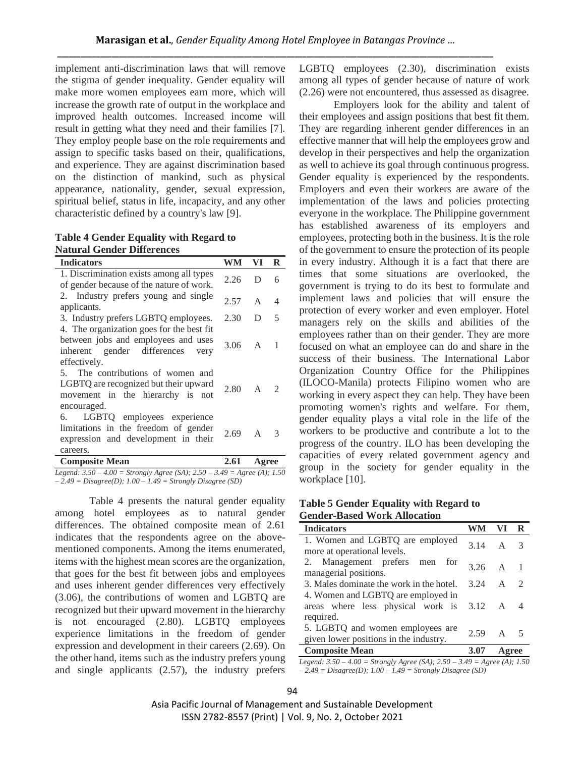implement anti-discrimination laws that will remove the stigma of gender inequality. Gender equality will make more women employees earn more, which will increase the growth rate of output in the workplace and improved health outcomes. Increased income will result in getting what they need and their families [7]. They employ people base on the role requirements and assign to specific tasks based on their, qualifications, and experience. They are against discrimination based on the distinction of mankind, such as physical appearance, nationality, gender, sexual expression, spiritual belief, status in life, incapacity, and any other characteristic defined by a country's law [9].

**Table 4 Gender Equality with Regard to Natural Gender Differences**

| Indicators | WM | VI | R |
|---|---|---|---|
| 1. Discrimination exists among all types of gender because of the nature of work. | 2.26 | D | 6 |
| 2. Industry prefers young and single applicants. | 2.57 | A | 4 |
| 3. Industry prefers LGBTQ employees. | 2.30 | D | 5 |
| 4. The organization goes for the best fit between jobs and employees and uses inherent gender differences very effectively. | 3.06 | A | 1 |
| 5. The contributions of women and LGBTQ are recognized but their upward movement in the hierarchy is not encouraged. | 2.80 | A | 2 |
| 6. LGBTQ employees experience limitations in the freedom of gender expression and development in their careers. | 2.69 | A | 3 |
| **Composite Mean** | **2.61** | **Agree** | |

*Legend: 3.50 – 4.00 = Strongly Agree (SA); 2.50 – 3.49 = Agree (A); 1.50 – 2.49 = Disagree(D); 1.00 – 1.49 = Strongly Disagree (SD)*

Table 4 presents the natural gender equality among hotel employees as to natural gender differences. The obtained composite mean of 2.61 indicates that the respondents agree on the above-mentioned components. Among the items enumerated, items with the highest mean scores are the organization, that goes for the best fit between jobs and employees and uses inherent gender differences very effectively (3.06), the contributions of women and LGBTQ are recognized but their upward movement in the hierarchy is not encouraged (2.80). LGBTQ employees experience limitations in the freedom of gender expression and development in their careers (2.69). On the other hand, items such as the industry prefers young and single applicants (2.57), the industry prefers LGBTQ employees (2.30), discrimination exists among all types of gender because of nature of work (2.26) were not encountered, thus assessed as disagree.

Employers look for the ability and talent of their employees and assign positions that best fit them. They are regarding inherent gender differences in an effective manner that will help the employees grow and develop in their perspectives and help the organization as well to achieve its goal through continuous progress. Gender equality is experienced by the respondents. Employers and even their workers are aware of the implementation of the laws and policies protecting everyone in the workplace. The Philippine government has established awareness of its employers and employees, protecting both in the business. It is the role of the government to ensure the protection of its people in every industry. Although it is a fact that there are times that some situations are overlooked, the government is trying to do its best to formulate and implement laws and policies that will ensure the protection of every worker and even employer. Hotel managers rely on the skills and abilities of the employees rather than on their gender. They are more focused on what an employee can do and share in the success of their business. The International Labor Organization Country Office for the Philippines (ILOCO-Manila) protects Filipino women who are working in every aspect they can help. They have been promoting women's rights and welfare. For them, gender equality plays a vital role in the life of the workers to be productive and contribute a lot to the progress of the country. ILO has been developing the capacities of every related government agency and group in the society for gender equality in the workplace [10].

**Table 5 Gender Equality with Regard to Gender-Based Work Allocation**

| Indicators | WM | VI | R |
|---|---|---|---|
| 1. Women and LGBTQ are employed more at operational levels. | 3.14 | A | 3 |
| 2. Management prefers men for managerial positions. | 3.26 | A | 1 |
| 3. Males dominate the work in the hotel. | 3.24 | A | 2 |
| 4. Women and LGBTQ are employed in areas where less physical work is required. | 3.12 | A | 4 |
| 5. LGBTQ and women employees are given lower positions in the industry. | 2.59 | A | 5 |
| **Composite Mean** | **3.07** | **Agree** | |

*Legend: 3.50 – 4.00 = Strongly Agree (SA); 2.50 – 3.49 = Agree (A); 1.50 – 2.49 = Disagree(D); 1.00 – 1.49 = Strongly Disagree (SD)*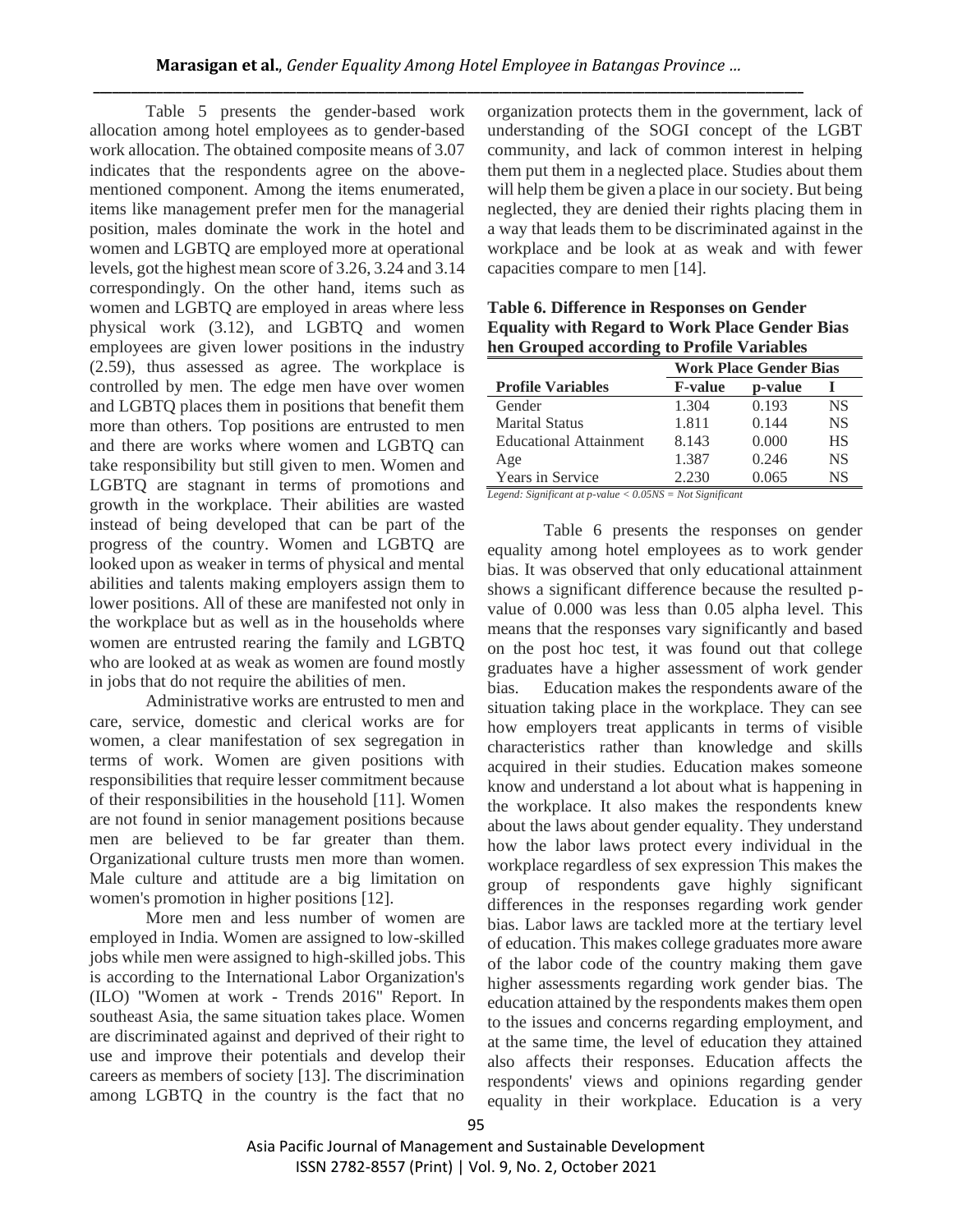Table 5 presents the gender-based work allocation among hotel employees as to gender-based work allocation. The obtained composite means of 3.07 indicates that the respondents agree on the above-mentioned component. Among the items enumerated, items like management prefer men for the managerial position, males dominate the work in the hotel and women and LGBTQ are employed more at operational levels, got the highest mean score of 3.26, 3.24 and 3.14 correspondingly. On the other hand, items such as women and LGBTQ are employed in areas where less physical work (3.12), and LGBTQ and women employees are given lower positions in the industry (2.59), thus assessed as agree. The workplace is controlled by men. The edge men have over women and LGBTQ places them in positions that benefit them more than others. Top positions are entrusted to men and there are works where women and LGBTQ can take responsibility but still given to men. Women and LGBTQ are stagnant in terms of promotions and growth in the workplace. Their abilities are wasted instead of being developed that can be part of the progress of the country. Women and LGBTQ are looked upon as weaker in terms of physical and mental abilities and talents making employers assign them to lower positions. All of these are manifested not only in the workplace but as well as in the households where women are entrusted rearing the family and LGBTQ who are looked at as weak as women are found mostly in jobs that do not require the abilities of men.

Administrative works are entrusted to men and care, service, domestic and clerical works are for women, a clear manifestation of sex segregation in terms of work. Women are given positions with responsibilities that require lesser commitment because of their responsibilities in the household [11]. Women are not found in senior management positions because men are believed to be far greater than them. Organizational culture trusts men more than women. Male culture and attitude are a big limitation on women's promotion in higher positions [12].

More men and less number of women are employed in India. Women are assigned to low-skilled jobs while men were assigned to high-skilled jobs. This is according to the International Labor Organization's (ILO) "Women at work - Trends 2016" Report. In southeast Asia, the same situation takes place. Women are discriminated against and deprived of their right to use and improve their potentials and develop their careers as members of society [13]. The discrimination among LGBTQ in the country is the fact that no organization protects them in the government, lack of understanding of the SOGI concept of the LGBT community, and lack of common interest in helping them put them in a neglected place. Studies about them will help them be given a place in our society. But being neglected, they are denied their rights placing them in a way that leads them to be discriminated against in the workplace and be look at as weak and with fewer capacities compare to men [14].

**Table 6. Difference in Responses on Gender Equality with Regard to Work Place Gender Bias hen Grouped according to Profile Variables**

| | Work Place Gender Bias | | |
|---|---|---|---|
| **Profile Variables** | **F-value** | **p-value** | **I** |
| Gender | 1.304 | 0.193 | NS |
| Marital Status | 1.811 | 0.144 | NS |
| Educational Attainment | 8.143 | 0.000 | HS |
| Age | 1.387 | 0.246 | NS |
| Years in Service | 2.230 | 0.065 | NS |

*Legend: Significant at p-value < 0.05NS = Not Significant*

Table 6 presents the responses on gender equality among hotel employees as to work gender bias. It was observed that only educational attainment shows a significant difference because the resulted p-value of 0.000 was less than 0.05 alpha level. This means that the responses vary significantly and based on the post hoc test, it was found out that college graduates have a higher assessment of work gender bias. Education makes the respondents aware of the situation taking place in the workplace. They can see how employers treat applicants in terms of visible characteristics rather than knowledge and skills acquired in their studies. Education makes someone know and understand a lot about what is happening in the workplace. It also makes the respondents knew about the laws about gender equality. They understand how the labor laws protect every individual in the workplace regardless of sex expression This makes the group of respondents gave highly significant differences in the responses regarding work gender bias. Labor laws are tackled more at the tertiary level of education. This makes college graduates more aware of the labor code of the country making them gave higher assessments regarding work gender bias. The education attained by the respondents makes them open to the issues and concerns regarding employment, and at the same time, the level of education they attained also affects their responses. Education affects the respondents' views and opinions regarding gender equality in their workplace. Education is a very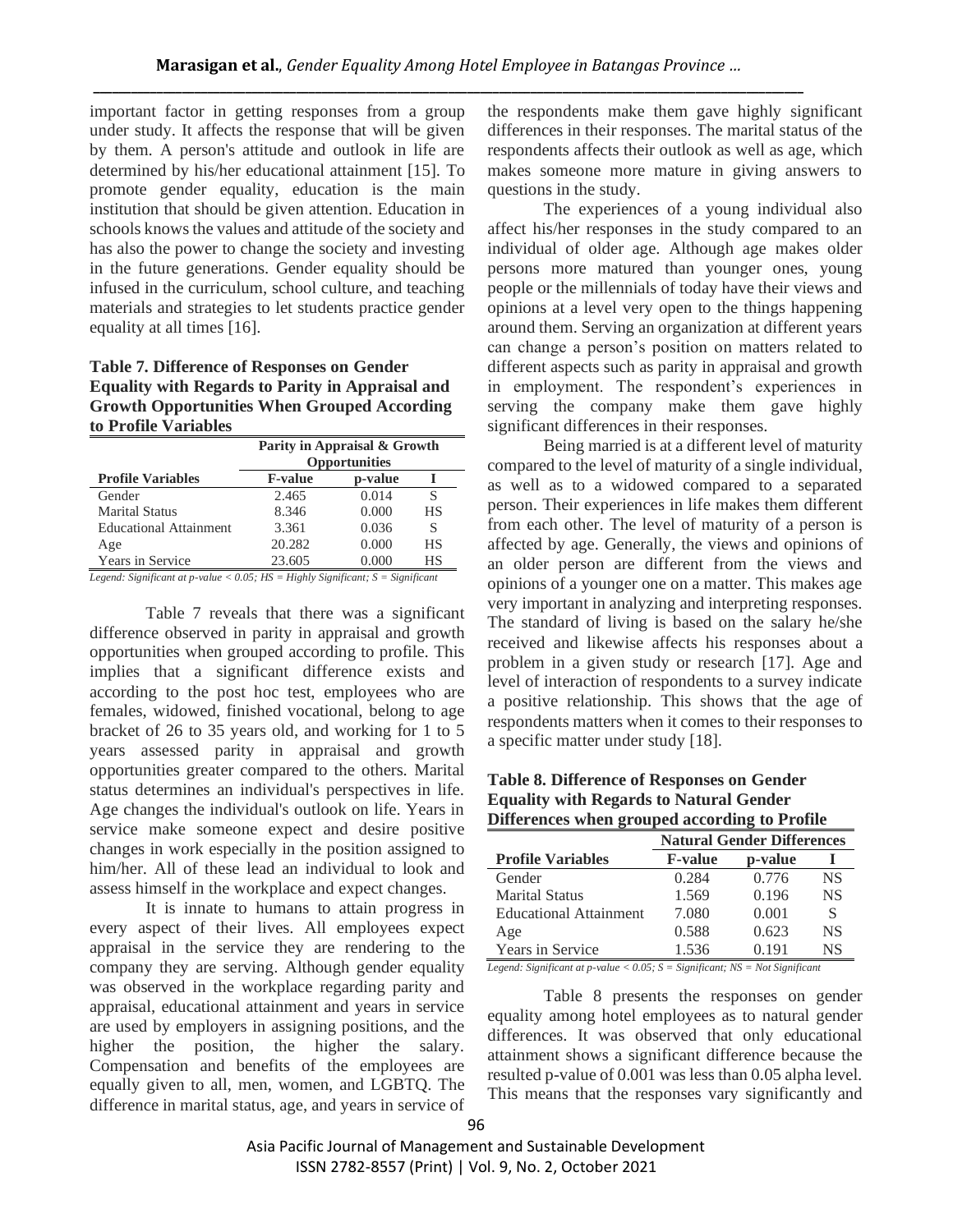important factor in getting responses from a group under study. It affects the response that will be given by them. A person's attitude and outlook in life are determined by his/her educational attainment [15]. To promote gender equality, education is the main institution that should be given attention. Education in schools knows the values and attitude of the society and has also the power to change the society and investing in the future generations. Gender equality should be infused in the curriculum, school culture, and teaching materials and strategies to let students practice gender equality at all times [16].

**Table 7. Difference of Responses on Gender Equality with Regards to Parity in Appraisal and Growth Opportunities When Grouped According to Profile Variables**

| | Parity in Appraisal & Growth Opportunities | | |
|---|---|---|---|
| **Profile Variables** | **F-value** | **p-value** | **I** |
| Gender | 2.465 | 0.014 | S |
| Marital Status | 8.346 | 0.000 | HS |
| Educational Attainment | 3.361 | 0.036 | S |
| Age | 20.282 | 0.000 | HS |
| Years in Service | 23.605 | 0.000 | HS |

*Legend: Significant at p-value < 0.05; HS = Highly Significant; S = Significant*

Table 7 reveals that there was a significant difference observed in parity in appraisal and growth opportunities when grouped according to profile. This implies that a significant difference exists and according to the post hoc test, employees who are females, widowed, finished vocational, belong to age bracket of 26 to 35 years old, and working for 1 to 5 years assessed parity in appraisal and growth opportunities greater compared to the others. Marital status determines an individual's perspectives in life. Age changes the individual's outlook on life. Years in service make someone expect and desire positive changes in work especially in the position assigned to him/her. All of these lead an individual to look and assess himself in the workplace and expect changes.

It is innate to humans to attain progress in every aspect of their lives. All employees expect appraisal in the service they are rendering to the company they are serving. Although gender equality was observed in the workplace regarding parity and appraisal, educational attainment and years in service are used by employers in assigning positions, and the higher the position, the higher the salary. Compensation and benefits of the employees are equally given to all, men, women, and LGBTQ. The difference in marital status, age, and years in service of the respondents make them gave highly significant differences in their responses. The marital status of the respondents affects their outlook as well as age, which makes someone more mature in giving answers to questions in the study.

The experiences of a young individual also affect his/her responses in the study compared to an individual of older age. Although age makes older persons more matured than younger ones, young people or the millennials of today have their views and opinions at a level very open to the things happening around them. Serving an organization at different years can change a person's position on matters related to different aspects such as parity in appraisal and growth in employment. The respondent's experiences in serving the company make them gave highly significant differences in their responses.

Being married is at a different level of maturity compared to the level of maturity of a single individual, as well as to a widowed compared to a separated person. Their experiences in life makes them different from each other. The level of maturity of a person is affected by age. Generally, the views and opinions of an older person are different from the views and opinions of a younger one on a matter. This makes age very important in analyzing and interpreting responses. The standard of living is based on the salary he/she received and likewise affects his responses about a problem in a given study or research [17]. Age and level of interaction of respondents to a survey indicate a positive relationship. This shows that the age of respondents matters when it comes to their responses to a specific matter under study [18].

**Table 8. Difference of Responses on Gender Equality with Regards to Natural Gender Differences when grouped according to Profile**

| | Natural Gender Differences | | |
|---|---|---|---|
| **Profile Variables** | **F-value** | **p-value** | **I** |
| Gender | 0.284 | 0.776 | NS |
| Marital Status | 1.569 | 0.196 | NS |
| Educational Attainment | 7.080 | 0.001 | S |
| Age | 0.588 | 0.623 | NS |
| Years in Service | 1.536 | 0.191 | NS |

*Legend: Significant at p-value < 0.05; S = Significant; NS = Not Significant*

Table 8 presents the responses on gender equality among hotel employees as to natural gender differences. It was observed that only educational attainment shows a significant difference because the resulted p-value of 0.001 was less than 0.05 alpha level. This means that the responses vary significantly and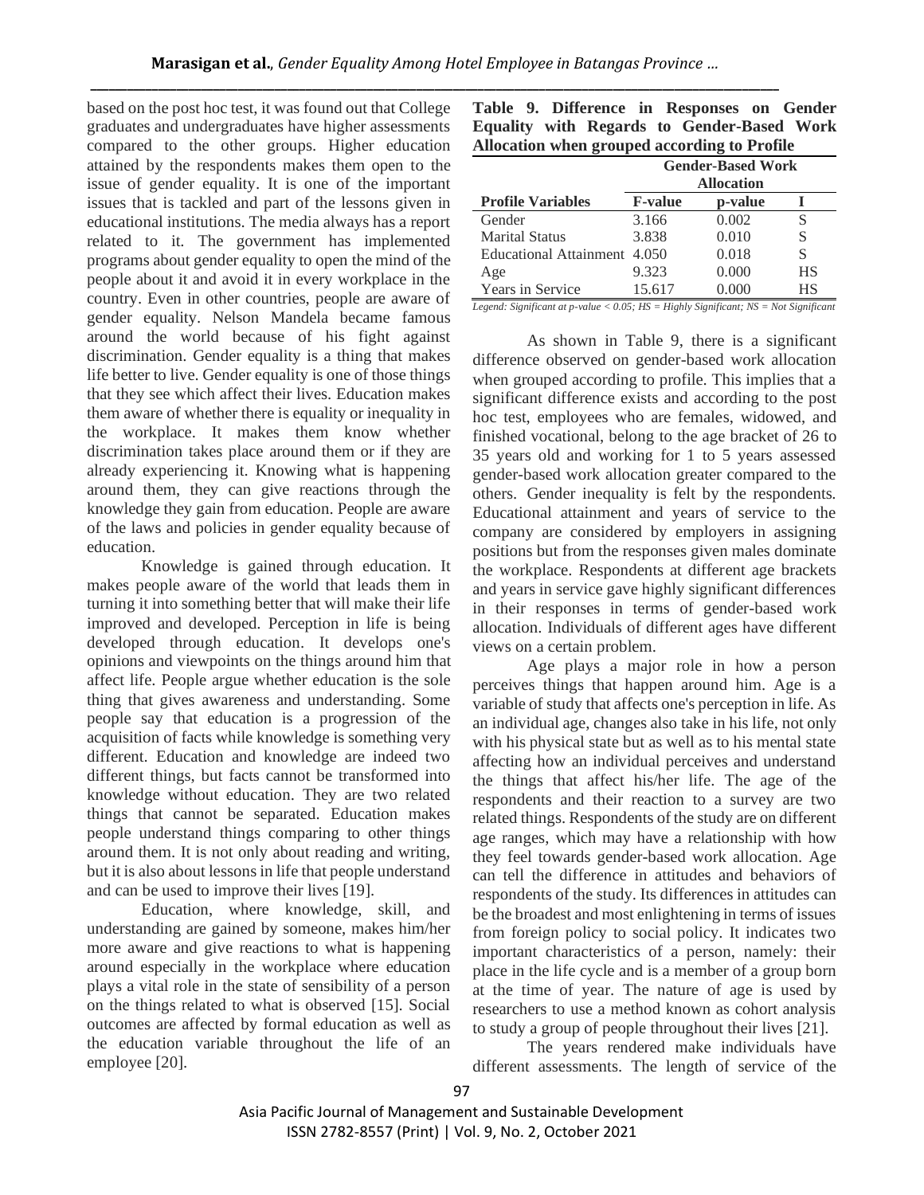based on the post hoc test, it was found out that College graduates and undergraduates have higher assessments compared to the other groups. Higher education attained by the respondents makes them open to the issue of gender equality. It is one of the important issues that is tackled and part of the lessons given in educational institutions. The media always has a report related to it. The government has implemented programs about gender equality to open the mind of the people about it and avoid it in every workplace in the country. Even in other countries, people are aware of gender equality. Nelson Mandela became famous around the world because of his fight against discrimination. Gender equality is a thing that makes life better to live. Gender equality is one of those things that they see which affect their lives. Education makes them aware of whether there is equality or inequality in the workplace. It makes them know whether discrimination takes place around them or if they are already experiencing it. Knowing what is happening around them, they can give reactions through the knowledge they gain from education. People are aware of the laws and policies in gender equality because of education.

Knowledge is gained through education. It makes people aware of the world that leads them in turning it into something better that will make their life improved and developed. Perception in life is being developed through education. It develops one's opinions and viewpoints on the things around him that affect life. People argue whether education is the sole thing that gives awareness and understanding. Some people say that education is a progression of the acquisition of facts while knowledge is something very different. Education and knowledge are indeed two different things, but facts cannot be transformed into knowledge without education. They are two related things that cannot be separated. Education makes people understand things comparing to other things around them. It is not only about reading and writing, but it is also about lessons in life that people understand and can be used to improve their lives [19].

Education, where knowledge, skill, and understanding are gained by someone, makes him/her more aware and give reactions to what is happening around especially in the workplace where education plays a vital role in the state of sensibility of a person on the things related to what is observed [15]. Social outcomes are affected by formal education as well as the education variable throughout the life of an employee [20].

**Table 9. Difference in Responses on Gender Equality with Regards to Gender-Based Work Allocation when grouped according to Profile**

| | Gender-Based Work Allocation | | |
|---|---|---|---|
| **Profile Variables** | **F-value** | **p-value** | **I** |
| Gender | 3.166 | 0.002 | S |
| Marital Status | 3.838 | 0.010 | S |
| Educational Attainment | 4.050 | 0.018 | S |
| Age | 9.323 | 0.000 | HS |
| Years in Service | 15.617 | 0.000 | HS |

*Legend: Significant at p-value < 0.05; HS = Highly Significant; NS = Not Significant*

As shown in Table 9, there is a significant difference observed on gender-based work allocation when grouped according to profile. This implies that a significant difference exists and according to the post hoc test, employees who are females, widowed, and finished vocational, belong to the age bracket of 26 to 35 years old and working for 1 to 5 years assessed gender-based work allocation greater compared to the others. Gender inequality is felt by the respondents. Educational attainment and years of service to the company are considered by employers in assigning positions but from the responses given males dominate the workplace. Respondents at different age brackets and years in service gave highly significant differences in their responses in terms of gender-based work allocation. Individuals of different ages have different views on a certain problem.

Age plays a major role in how a person perceives things that happen around him. Age is a variable of study that affects one's perception in life. As an individual age, changes also take in his life, not only with his physical state but as well as to his mental state affecting how an individual perceives and understand the things that affect his/her life. The age of the respondents and their reaction to a survey are two related things. Respondents of the study are on different age ranges, which may have a relationship with how they feel towards gender-based work allocation. Age can tell the difference in attitudes and behaviors of respondents of the study. Its differences in attitudes can be the broadest and most enlightening in terms of issues from foreign policy to social policy. It indicates two important characteristics of a person, namely: their place in the life cycle and is a member of a group born at the time of year. The nature of age is used by researchers to use a method known as cohort analysis to study a group of people throughout their lives [21].

The years rendered make individuals have different assessments. The length of service of the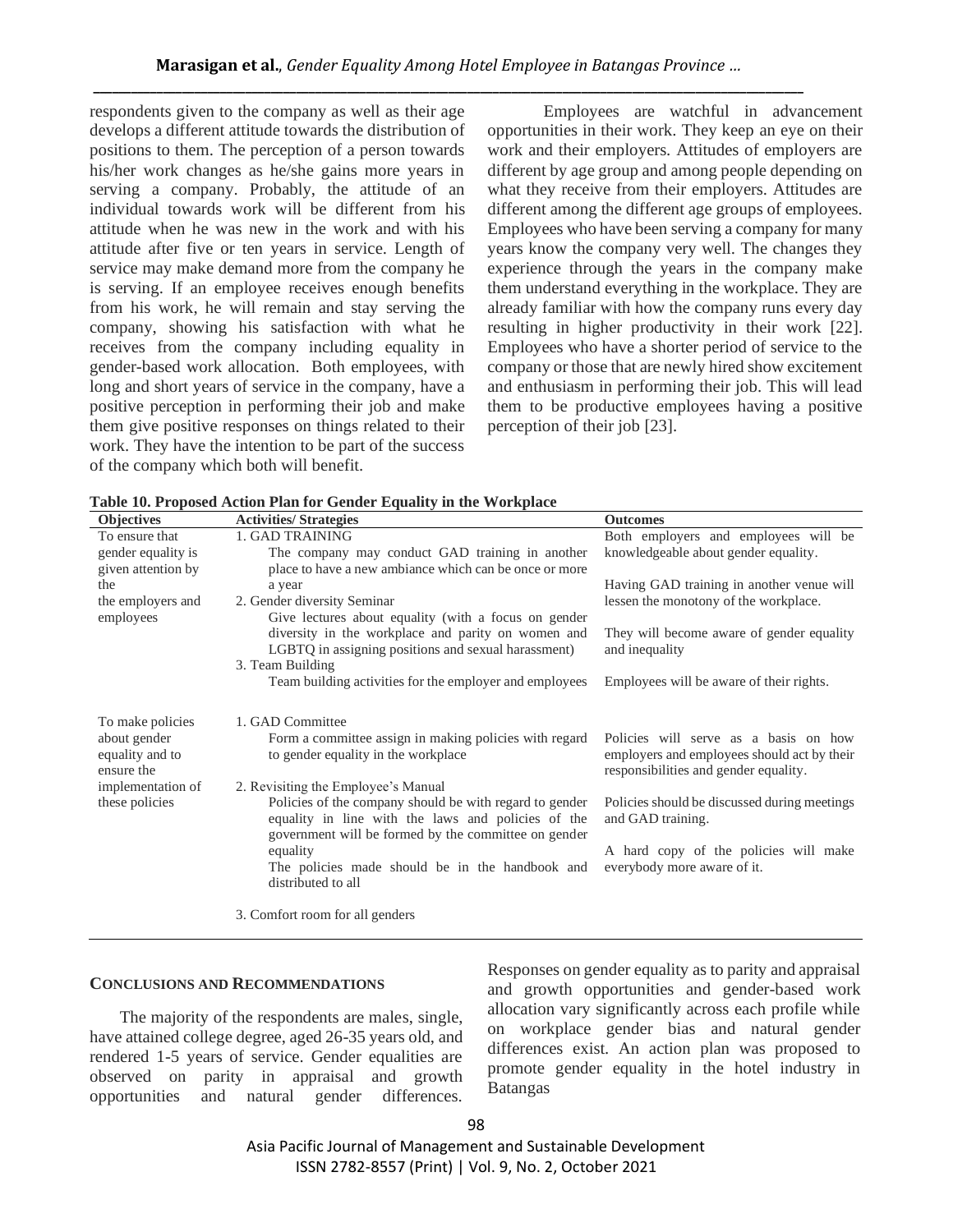respondents given to the company as well as their age develops a different attitude towards the distribution of positions to them. The perception of a person towards his/her work changes as he/she gains more years in serving a company. Probably, the attitude of an individual towards work will be different from his attitude when he was new in the work and with his attitude after five or ten years in service. Length of service may make demand more from the company he is serving. If an employee receives enough benefits from his work, he will remain and stay serving the company, showing his satisfaction with what he receives from the company including equality in gender-based work allocation. Both employees, with long and short years of service in the company, have a positive perception in performing their job and make them give positive responses on things related to their work. They have the intention to be part of the success of the company which both will benefit.

Employees are watchful in advancement opportunities in their work. They keep an eye on their work and their employers. Attitudes of employers are different by age group and among people depending on what they receive from their employers. Attitudes are different among the different age groups of employees. Employees who have been serving a company for many years know the company very well. The changes they experience through the years in the company make them understand everything in the workplace. They are already familiar with how the company runs every day resulting in higher productivity in their work [22]. Employees who have a shorter period of service to the company or those that are newly hired show excitement and enthusiasm in performing their job. This will lead them to be productive employees having a positive perception of their job [23].

**Table 10. Proposed Action Plan for Gender Equality in the Workplace**

| Objectives | Activities/ Strategies | Outcomes |
|---|---|---|
| To ensure that gender equality is given attention by the the employers and employees | 1. GAD TRAINING<br>The company may conduct GAD training in another place to have a new ambiance which can be once or more a year | Both employers and employees will be knowledgeable about gender equality.<br>Having GAD training in another venue will lessen the monotony of the workplace. |
| | 2. Gender diversity Seminar<br>Give lectures about equality (with a focus on gender diversity in the workplace and parity on women and LGBTQ in assigning positions and sexual harassment) | They will become aware of gender equality and inequality |
| | 3. Team Building<br>Team building activities for the employer and employees | Employees will be aware of their rights. |
| To make policies about gender equality and to ensure the implementation of these policies | 1. GAD Committee<br>Form a committee assign in making policies with regard to gender equality in the workplace | Policies will serve as a basis on how employers and employees should act by their responsibilities and gender equality. |
| | 2. Revisiting the Employee's Manual<br>Policies of the company should be with regard to gender equality in line with the laws and policies of the government will be formed by the committee on gender equality<br>The policies made should be in the handbook and distributed to all | Policies should be discussed during meetings and GAD training.<br>A hard copy of the policies will make everybody more aware of it. |
| | 3. Comfort room for all genders | |

## CONCLUSIONS AND RECOMMENDATIONS

The majority of the respondents are males, single, have attained college degree, aged 26-35 years old, and rendered 1-5 years of service. Gender equalities are observed on parity in appraisal and growth opportunities and natural gender differences. Responses on gender equality as to parity and appraisal and growth opportunities and gender-based work allocation vary significantly across each profile while on workplace gender bias and natural gender differences exist. An action plan was proposed to promote gender equality in the hotel industry in Batangas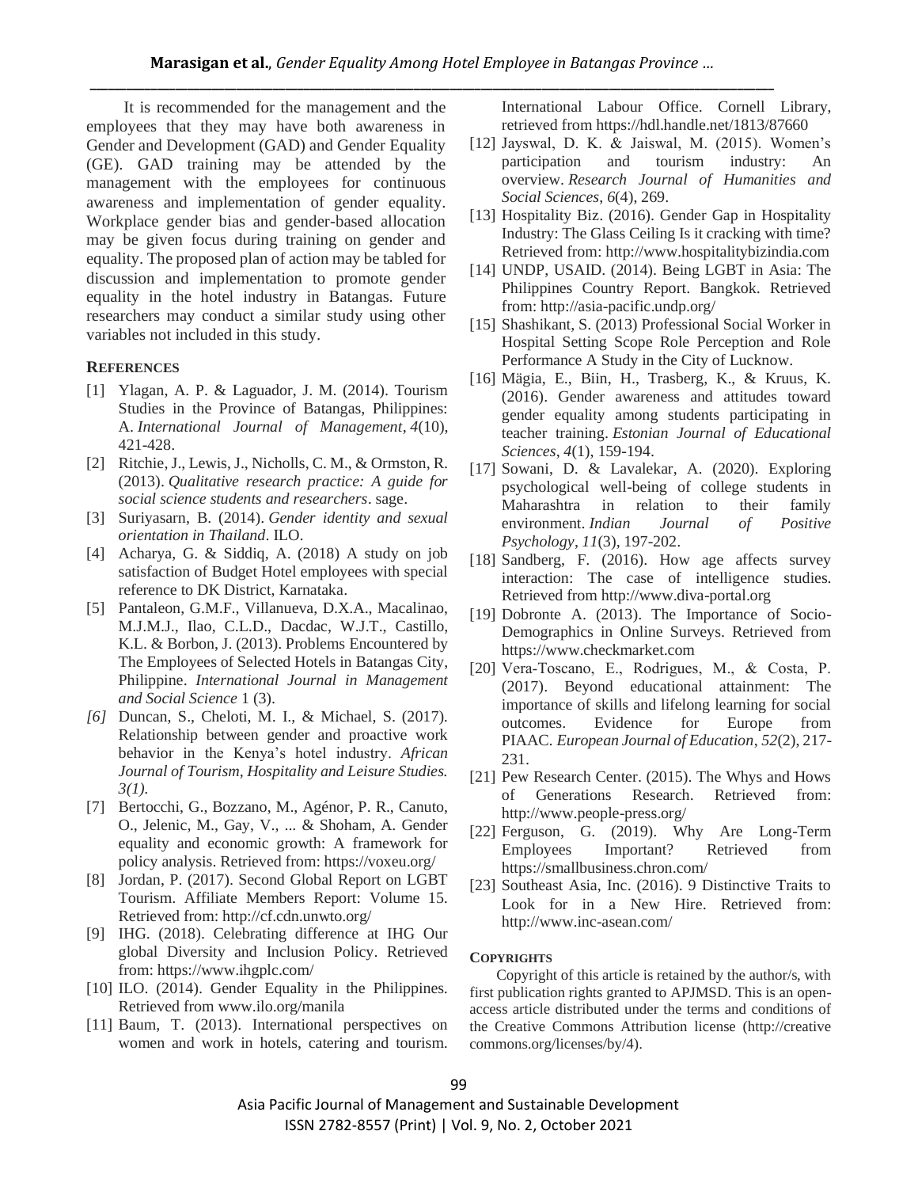It is recommended for the management and the employees that they may have both awareness in Gender and Development (GAD) and Gender Equality (GE). GAD training may be attended by the management with the employees for continuous awareness and implementation of gender equality. Workplace gender bias and gender-based allocation may be given focus during training on gender and equality. The proposed plan of action may be tabled for discussion and implementation to promote gender equality in the hotel industry in Batangas. Future researchers may conduct a similar study using other variables not included in this study.

## REFERENCES

[1] Ylagan, A. P. & Laguador, J. M. (2014). Tourism Studies in the Province of Batangas, Philippines: A. *International Journal of Management*, *4*(10), 421-428.

[2] Ritchie, J., Lewis, J., Nicholls, C. M., & Ormston, R. (2013). *Qualitative research practice: A guide for social science students and researchers*. sage.

[3] Suriyasarn, B. (2014). *Gender identity and sexual orientation in Thailand*. ILO.

[4] Acharya, G. & Siddiq, A. (2018) A study on job satisfaction of Budget Hotel employees with special reference to DK District, Karnataka.

[5] Pantaleon, G.M.F., Villanueva, D.X.A., Macalinao, M.J.M.J., Ilao, C.L.D., Dacdac, W.J.T., Castillo, K.L. & Borbon, J. (2013). Problems Encountered by The Employees of Selected Hotels in Batangas City, Philippine. *International Journal in Management and Social Science* 1 (3).

*[6]* Duncan, S., Cheloti, M. I., & Michael, S. (2017). Relationship between gender and proactive work behavior in the Kenya's hotel industry. *African Journal of Tourism, Hospitality and Leisure Studies. 3(1)*.

[7] Bertocchi, G., Bozzano, M., Agénor, P. R., Canuto, O., Jelenic, M., Gay, V., ... & Shoham, A. Gender equality and economic growth: A framework for policy analysis. Retrieved from: https://voxeu.org/

[8] Jordan, P. (2017). Second Global Report on LGBT Tourism. Affiliate Members Report: Volume 15. Retrieved from: http://cf.cdn.unwto.org/

[9] IHG. (2018). Celebrating difference at IHG Our global Diversity and Inclusion Policy. Retrieved from: https://www.ihgplc.com/

[10] ILO. (2014). Gender Equality in the Philippines. Retrieved from www.ilo.org/manila

[11] Baum, T. (2013). International perspectives on women and work in hotels, catering and tourism. International Labour Office. Cornell Library, retrieved from https://hdl.handle.net/1813/87660

[12] Jayswal, D. K. & Jaiswal, M. (2015). Women's participation and tourism industry: An overview. *Research Journal of Humanities and Social Sciences*, *6*(4), 269.

[13] Hospitality Biz. (2016). Gender Gap in Hospitality Industry: The Glass Ceiling Is it cracking with time? Retrieved from: http://www.hospitalitybizindia.com

[14] UNDP, USAID. (2014). Being LGBT in Asia: The Philippines Country Report. Bangkok. Retrieved from: http://asia-pacific.undp.org/

[15] Shashikant, S. (2013) Professional Social Worker in Hospital Setting Scope Role Perception and Role Performance A Study in the City of Lucknow.

[16] Mägia, E., Biin, H., Trasberg, K., & Kruus, K. (2016). Gender awareness and attitudes toward gender equality among students participating in teacher training. *Estonian Journal of Educational Sciences*, *4*(1), 159-194.

[17] Sowani, D. & Lavalekar, A. (2020). Exploring psychological well-being of college students in Maharashtra in relation to their family environment. *Indian Journal of Positive Psychology*, *11*(3), 197-202.

[18] Sandberg, F. (2016). How age affects survey interaction: The case of intelligence studies. Retrieved from http://www.diva-portal.org

[19] Dobronte A. (2013). The Importance of Socio-Demographics in Online Surveys. Retrieved from https://www.checkmarket.com

[20] Vera-Toscano, E., Rodrigues, M., & Costa, P. (2017). Beyond educational attainment: The importance of skills and lifelong learning for social outcomes. Evidence for Europe from PIAAC. *European Journal of Education*, *52*(2), 217-231.

[21] Pew Research Center. (2015). The Whys and Hows of Generations Research. Retrieved from: http://www.people-press.org/

[22] Ferguson, G. (2019). Why Are Long-Term Employees Important? Retrieved from https://smallbusiness.chron.com/

[23] Southeast Asia, Inc. (2016). 9 Distinctive Traits to Look for in a New Hire. Retrieved from: http://www.inc-asean.com/

## COPYRIGHTS

Copyright of this article is retained by the author/s, with first publication rights granted to APJMSD. This is an open-access article distributed under the terms and conditions of the Creative Commons Attribution license (http://creative commons.org/licenses/by/4).